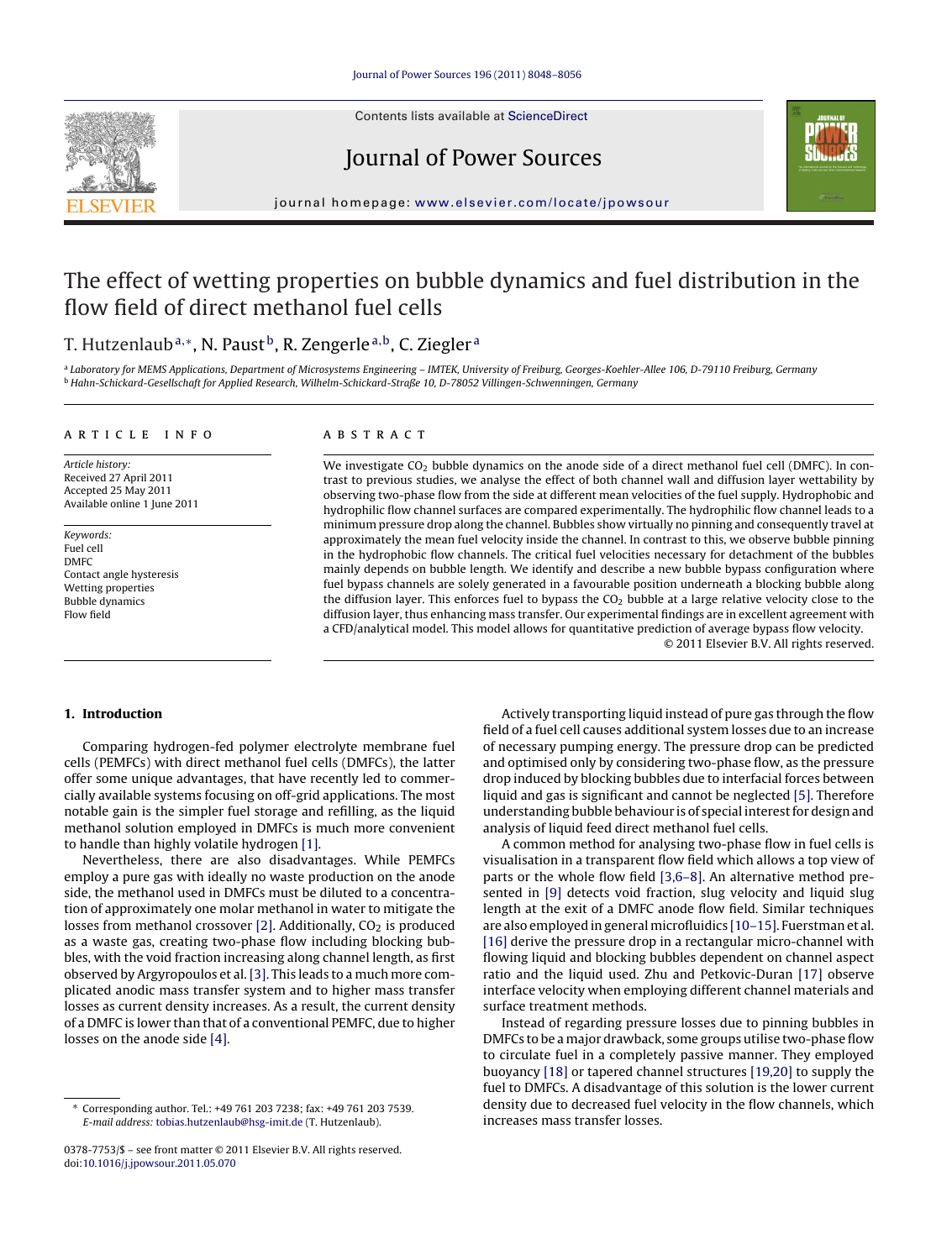# The effect of wetting properties on bubble dynamics and fuel distribution in the flow field of direct methanol fuel cells

T. Hutzenlaub [a,*], N. Paust [b], R. Zengerle [a,b], C. Ziegler [a]

[a] Laboratory for MEMS Applications, Department of Microsystems Engineering – IMTEK, University of Freiburg, Georges-Koehler-Allee 106, D-79110 Freiburg, Germany
[b] Hahn-Schickard-Gesellschaft for Applied Research, Wilhelm-Schickard-Straße 10, D-78052 Villingen-Schwenningen, Germany

**ARTICLE INFO**

*Article history:*
Received 27 April 2011
Accepted 25 May 2011
Available online 1 June 2011

*Keywords:*
Fuel cell
DMFC
Contact angle hysteresis
Wetting properties
Bubble dynamics
Flow field

**ABSTRACT**

We investigate $CO_2$ bubble dynamics on the anode side of a direct methanol fuel cell (DMFC). In contrast to previous studies, we analyse the effect of both channel wall and diffusion layer wettability by observing two-phase flow from the side at different mean velocities of the fuel supply. Hydrophobic and hydrophilic flow channel surfaces are compared experimentally. The hydrophilic flow channel leads to a minimum pressure drop along the channel. Bubbles show virtually no pinning and consequently travel at approximately the mean fuel velocity inside the channel. In contrast to this, we observe bubble pinning in the hydrophobic flow channels. The critical fuel velocities necessary for detachment of the bubbles mainly depends on bubble length. We identify and describe a new bubble bypass configuration where fuel bypass channels are solely generated in a favourable position underneath a blocking bubble along the diffusion layer. This enforces fuel to bypass the $CO_2$ bubble at a large relative velocity close to the diffusion layer, thus enhancing mass transfer. Our experimental findings are in excellent agreement with a CFD/analytical model. This model allows for quantitative prediction of average bypass flow velocity.

© 2011 Elsevier B.V. All rights reserved.

## 1. Introduction

Comparing hydrogen-fed polymer electrolyte membrane fuel cells (PEMFCs) with direct methanol fuel cells (DMFCs), the latter offer some unique advantages, that have recently led to commercially available systems focusing on off-grid applications. The most notable gain is the simpler fuel storage and refilling, as the liquid methanol solution employed in DMFCs is much more convenient to handle than highly volatile hydrogen [1].

Nevertheless, there are also disadvantages. While PEMFCs employ a pure gas with ideally no waste production on the anode side, the methanol used in DMFCs must be diluted to a concentration of approximately one molar methanol in water to mitigate the losses from methanol crossover [2]. Additionally, $CO_2$ is produced as a waste gas, creating two-phase flow including blocking bubbles, with the void fraction increasing along channel length, as first observed by Argyropoulos et al. [3]. This leads to a much more complicated anodic mass transfer system and to higher mass transfer losses as current density increases. As a result, the current density of a DMFC is lower than that of a conventional PEMFC, due to higher losses on the anode side [4].

Actively transporting liquid instead of pure gas through the flow field of a fuel cell causes additional system losses due to an increase of necessary pumping energy. The pressure drop can be predicted and optimised only by considering two-phase flow, as the pressure drop induced by blocking bubbles due to interfacial forces between liquid and gas is significant and cannot be neglected [5]. Therefore understanding bubble behaviour is of special interest for design and analysis of liquid feed direct methanol fuel cells.

A common method for analysing two-phase flow in fuel cells is visualisation in a transparent flow field which allows a top view of parts or the whole flow field [3,6–8]. An alternative method presented in [9] detects void fraction, slug velocity and liquid slug length at the exit of a DMFC anode flow field. Similar techniques are also employed in general microfluidics [10–15]. Fuerstman et al. [16] derive the pressure drop in a rectangular micro-channel with flowing liquid and blocking bubbles dependent on channel aspect ratio and the liquid used. Zhu and Petkovic-Duran [17] observe interface velocity when employing different channel materials and surface treatment methods.

Instead of regarding pressure losses due to pinning bubbles in DMFCs to be a major drawback, some groups utilise two-phase flow to circulate fuel in a completely passive manner. They employed buoyancy [18] or tapered channel structures [19,20] to supply the fuel to DMFCs. A disadvantage of this solution is the lower current density due to decreased fuel velocity in the flow channels, which increases mass transfer losses.

\* Corresponding author. Tel.: +49 761 203 7238; fax: +49 761 203 7539.
*E-mail address:* tobias.hutzenlaub@hsg-imit.de (T. Hutzenlaub).

0378-7753/$ – see front matter © 2011 Elsevier B.V. All rights reserved.
doi:10.1016/j.jpowsour.2011.05.070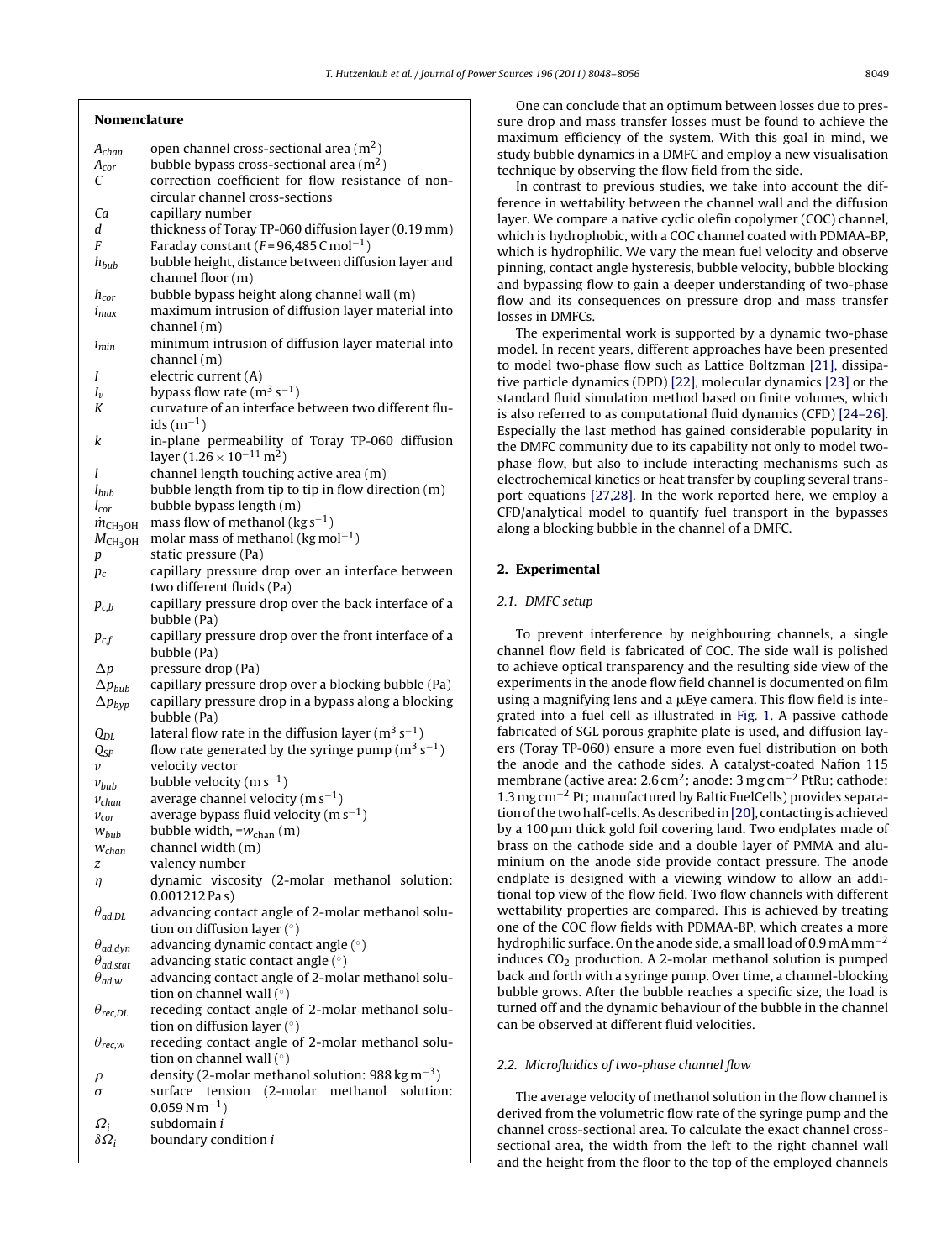## Nomenclature

| | |
|---|---|
| $A_{chan}$ | open channel cross-sectional area ($m^2$) |
| $A_{cor}$ | bubble bypass cross-sectional area ($m^2$) |
| $C$ | correction coefficient for flow resistance of non-circular channel cross-sections |
| $Ca$ | capillary number |
| $d$ | thickness of Toray TP-060 diffusion layer (0.19 mm) |
| $F$ | Faraday constant ($F$ = 96,485 C $mol^{-1}$) |
| $h_{bub}$ | bubble height, distance between diffusion layer and channel floor (m) |
| $h_{cor}$ | bubble bypass height along channel wall (m) |
| $i_{max}$ | maximum intrusion of diffusion layer material into channel (m) |
| $i_{min}$ | minimum intrusion of diffusion layer material into channel (m) |
| $I$ | electric current (A) |
| $I_v$ | bypass flow rate ($m^3\,s^{-1}$) |
| $K$ | curvature of an interface between two different fluids ($m^{-1}$) |
| $k$ | in-plane permeability of Toray TP-060 diffusion layer ($1.26 \times 10^{-11}\,m^2$) |
| $l$ | channel length touching active area (m) |
| $l_{bub}$ | bubble length from tip to tip in flow direction (m) |
| $l_{cor}$ | bubble bypass length (m) |
| $\dot{m}_{CH_3OH}$ | mass flow of methanol (kg $s^{-1}$) |
| $M_{CH_3OH}$ | molar mass of methanol (kg $mol^{-1}$) |
| $p$ | static pressure (Pa) |
| $p_c$ | capillary pressure drop over an interface between two different fluids (Pa) |
| $p_{c,b}$ | capillary pressure drop over the back interface of a bubble (Pa) |
| $p_{c,f}$ | capillary pressure drop over the front interface of a bubble (Pa) |
| $\Delta p$ | pressure drop (Pa) |
| $\Delta p_{bub}$ | capillary pressure drop over a blocking bubble (Pa) |
| $\Delta p_{byp}$ | capillary pressure drop in a bypass along a blocking bubble (Pa) |
| $Q_{DL}$ | lateral flow rate in the diffusion layer ($m^3\,s^{-1}$) |
| $Q_{SP}$ | flow rate generated by the syringe pump ($m^3\,s^{-1}$) |
| $v$ | velocity vector |
| $v_{bub}$ | bubble velocity (m $s^{-1}$) |
| $v_{chan}$ | average channel velocity (m $s^{-1}$) |
| $v_{cor}$ | average bypass fluid velocity (m $s^{-1}$) |
| $w_{bub}$ | bubble width, $= w_{chan}$ (m) |
| $w_{chan}$ | channel width (m) |
| $z$ | valency number |
| $\eta$ | dynamic viscosity (2-molar methanol solution: 0.001212 Pa s) |
| $\theta_{ad,DL}$ | advancing contact angle of 2-molar methanol solution on diffusion layer (°) |
| $\theta_{ad,dyn}$ | advancing dynamic contact angle (°) |
| $\theta_{ad,stat}$ | advancing static contact angle (°) |
| $\theta_{ad,w}$ | advancing contact angle of 2-molar methanol solution on channel wall (°) |
| $\theta_{rec,DL}$ | receding contact angle of 2-molar methanol solution on diffusion layer (°) |
| $\theta_{rec,w}$ | receding contact angle of 2-molar methanol solution on channel wall (°) |
| $\rho$ | density (2-molar methanol solution: 988 kg $m^{-3}$) |
| $\sigma$ | surface tension (2-molar methanol solution: 0.059 N $m^{-1}$) |
| $\Omega_i$ | subdomain $i$ |
| $\delta\Omega_i$ | boundary condition $i$ |

One can conclude that an optimum between losses due to pressure drop and mass transfer losses must be found to achieve the maximum efficiency of the system. With this goal in mind, we study bubble dynamics in a DMFC and employ a new visualisation technique by observing the flow field from the side.

In contrast to previous studies, we take into account the difference in wettability between the channel wall and the diffusion layer. We compare a native cyclic olefin copolymer (COC) channel, which is hydrophobic, with a COC channel coated with PDMAA-BP, which is hydrophilic. We vary the mean fuel velocity and observe pinning, contact angle hysteresis, bubble velocity, bubble blocking and bypassing flow to gain a deeper understanding of two-phase flow and its consequences on pressure drop and mass transfer losses in DMFCs.

The experimental work is supported by a dynamic two-phase model. In recent years, different approaches have been presented to model two-phase flow such as Lattice Boltzman [21], dissipative particle dynamics (DPD) [22], molecular dynamics [23] or the standard fluid simulation method based on finite volumes, which is also referred to as computational fluid dynamics (CFD) [24–26]. Especially the last method has gained considerable popularity in the DMFC community due to its capability not only to model two-phase flow, but also to include interacting mechanisms such as electrochemical kinetics or heat transfer by coupling several transport equations [27,28]. In the work reported here, we employ a CFD/analytical model to quantify fuel transport in the bypasses along a blocking bubble in the channel of a DMFC.

## 2. Experimental

### 2.1. DMFC setup

To prevent interference by neighbouring channels, a single channel flow field is fabricated of COC. The side wall is polished to achieve optical transparency and the resulting side view of the experiments in the anode flow field channel is documented on film using a magnifying lens and a μEye camera. This flow field is integrated into a fuel cell as illustrated in Fig. 1. A passive cathode fabricated of SGL porous graphite plate is used, and diffusion layers (Toray TP-060) ensure a more even fuel distribution on both the anode and the cathode sides. A catalyst-coated Nafion 115 membrane (active area: 2.6 $cm^2$; anode: 3 mg $cm^{-2}$ PtRu; cathode: 1.3 mg $cm^{-2}$ Pt; manufactured by BalticFuelCells) provides separation of the two half-cells. As described in [20], contacting is achieved by a 100 μm thick gold foil covering land. Two endplates made of brass on the cathode side and a double layer of PMMA and aluminium on the anode side provide contact pressure. The anode endplate is designed with a viewing window to allow an additional top view of the flow field. Two flow channels with different wettability properties are compared. This is achieved by treating one of the COC flow fields with PDMAA-BP, which creates a more hydrophilic surface. On the anode side, a small load of 0.9 mA $mm^{-2}$ induces $CO_2$ production. A 2-molar methanol solution is pumped back and forth with a syringe pump. Over time, a channel-blocking bubble grows. After the bubble reaches a specific size, the load is turned off and the dynamic behaviour of the bubble in the channel can be observed at different fluid velocities.

### 2.2. Microfluidics of two-phase channel flow

The average velocity of methanol solution in the flow channel is derived from the volumetric flow rate of the syringe pump and the channel cross-sectional area. To calculate the exact channel cross-sectional area, the width from the left to the right channel wall and the height from the floor to the top of the employed channels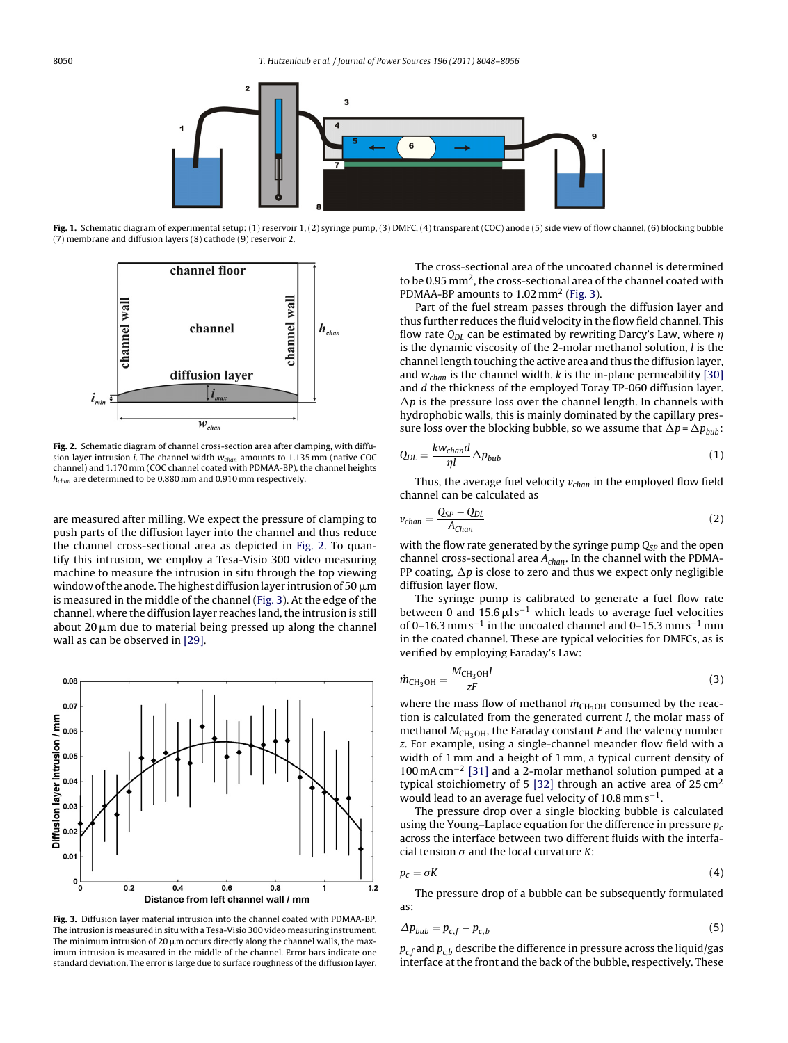Fig. 1. Schematic diagram of experimental setup: (1) reservoir 1, (2) syringe pump, (3) DMFC, (4) transparent (COC) anode (5) side view of flow channel, (6) blocking bubble (7) membrane and diffusion layers (8) cathode (9) reservoir 2.

Fig. 2. Schematic diagram of channel cross-section area after clamping, with diffusion layer intrusion $i$. The channel width $w_{chan}$ amounts to 1.135 mm (native COC channel) and 1.170 mm (COC channel coated with PDMAA-BP), the channel heights $h_{chan}$ are determined to be 0.880 mm and 0.910 mm respectively.

are measured after milling. We expect the pressure of clamping to push parts of the diffusion layer into the channel and thus reduce the channel cross-sectional area as depicted in Fig. 2. To quantify this intrusion, we employ a Tesa-Visio 300 video measuring machine to measure the intrusion in situ through the top viewing window of the anode. The highest diffusion layer intrusion of 50 μm is measured in the middle of the channel (Fig. 3). At the edge of the channel, where the diffusion layer reaches land, the intrusion is still about 20 μm due to material being pressed up along the channel wall as can be observed in [29].

Fig. 3. Diffusion layer material intrusion into the channel coated with PDMAA-BP. The intrusion is measured in situ with a Tesa-Visio 300 video measuring instrument. The minimum intrusion of 20 μm occurs directly along the channel walls, the maximum intrusion is measured in the middle of the channel. Error bars indicate one standard deviation. The error is large due to surface roughness of the diffusion layer.

The cross-sectional area of the uncoated channel is determined to be 0.95 mm$^2$, the cross-sectional area of the channel coated with PDMAA-BP amounts to 1.02 mm$^2$ (Fig. 3).

Part of the fuel stream passes through the diffusion layer and thus further reduces the fluid velocity in the flow field channel. This flow rate $Q_{DL}$ can be estimated by rewriting Darcy's Law, where $\eta$ is the dynamic viscosity of the 2-molar methanol solution, $l$ is the channel length touching the active area and thus the diffusion layer, and $w_{chan}$ is the channel width. $k$ is the in-plane permeability [30] and $d$ the thickness of the employed Toray TP-060 diffusion layer. $\Delta p$ is the pressure loss over the channel length. In channels with hydrophobic walls, this is mainly dominated by the capillary pressure loss over the blocking bubble, so we assume that $\Delta p = \Delta p_{bub}$:

$$Q_{DL} = \frac{k w_{chan} d}{\eta l} \Delta p_{bub} \tag{1}$$

Thus, the average fuel velocity $v_{chan}$ in the employed flow field channel can be calculated as

$$v_{chan} = \frac{Q_{SP} - Q_{DL}}{A_{Chan}} \tag{2}$$

with the flow rate generated by the syringe pump $Q_{SP}$ and the open channel cross-sectional area $A_{chan}$. In the channel with the PDMA-PP coating, $\Delta p$ is close to zero and thus we expect only negligible diffusion layer flow.

The syringe pump is calibrated to generate a fuel flow rate between 0 and 15.6 μl s$^{-1}$ which leads to average fuel velocities of 0–16.3 mm s$^{-1}$ in the uncoated channel and 0–15.3 mm s$^{-1}$ mm in the coated channel. These are typical velocities for DMFCs, as is verified by employing Faraday's Law:

$$\dot{m}_{CH_3OH} = \frac{M_{CH_3OH} I}{zF} \tag{3}$$

where the mass flow of methanol $\dot{m}_{CH_3OH}$ consumed by the reaction is calculated from the generated current $I$, the molar mass of methanol $M_{CH_3OH}$, the Faraday constant $F$ and the valency number $z$. For example, using a single-channel meander flow field with a width of 1 mm and a height of 1 mm, a typical current density of 100 mA cm$^{-2}$ [31] and a 2-molar methanol solution pumped at a typical stoichiometry of 5 [32] through an active area of 25 cm$^2$ would lead to an average fuel velocity of 10.8 mm s$^{-1}$.

The pressure drop over a single blocking bubble is calculated using the Young–Laplace equation for the difference in pressure $p_c$ across the interface between two different fluids with the interfacial tension $\sigma$ and the local curvature $K$:

$$p_c = \sigma K \tag{4}$$

The pressure drop of a bubble can be subsequently formulated as:

$$\Delta p_{bub} = p_{c,f} - p_{c,b} \tag{5}$$

$p_{c,f}$ and $p_{c,b}$ describe the difference in pressure across the liquid/gas interface at the front and the back of the bubble, respectively. These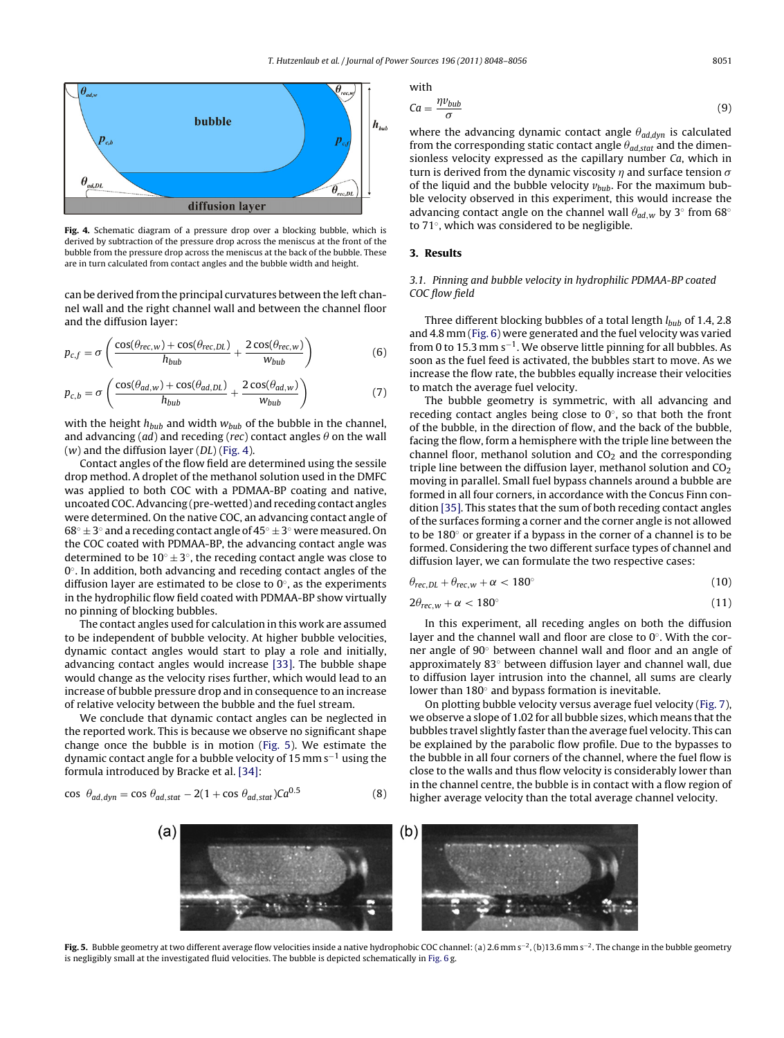Fig. 4. Schematic diagram of a pressure drop over a blocking bubble, which is derived by subtraction of the pressure drop across the meniscus at the front of the bubble from the pressure drop across the meniscus at the back of the bubble. These are in turn calculated from contact angles and the bubble width and height.

can be derived from the principal curvatures between the left channel wall and the right channel wall and between the channel floor and the diffusion layer:

$$p_{c,f} = \sigma\left(\frac{\cos(\theta_{rec,w}) + \cos(\theta_{rec,DL})}{h_{bub}} + \frac{2\cos(\theta_{rec,w})}{w_{bub}}\right) \tag{6}$$

$$p_{c,b} = \sigma\left(\frac{\cos(\theta_{ad,w}) + \cos(\theta_{ad,DL})}{h_{bub}} + \frac{2\cos(\theta_{ad,w})}{w_{bub}}\right) \tag{7}$$

with the height $h_{bub}$ and width $w_{bub}$ of the bubble in the channel, and advancing (*ad*) and receding (*rec*) contact angles $\theta$ on the wall (*w*) and the diffusion layer (*DL*) (Fig. 4).

Contact angles of the flow field are determined using the sessile drop method. A droplet of the methanol solution used in the DMFC was applied to both COC with a PDMAA-BP coating and native, uncoated COC. Advancing (pre-wetted) and receding contact angles were determined. On the native COC, an advancing contact angle of $68^\circ \pm 3^\circ$ and a receding contact angle of $45^\circ \pm 3^\circ$ were measured. On the COC coated with PDMAA-BP, the advancing contact angle was determined to be $10^\circ \pm 3^\circ$, the receding contact angle was close to $0^\circ$. In addition, both advancing and receding contact angles of the diffusion layer are estimated to be close to $0^\circ$, as the experiments in the hydrophilic flow field coated with PDMAA-BP show virtually no pinning of blocking bubbles.

The contact angles used for calculation in this work are assumed to be independent of bubble velocity. At higher bubble velocities, dynamic contact angles would start to play a role and initially, advancing contact angles would increase [33]. The bubble shape would change as the velocity rises further, which would lead to an increase of bubble pressure drop and in consequence to an increase of relative velocity between the bubble and the fuel stream.

We conclude that dynamic contact angles can be neglected in the reported work. This is because we observe no significant shape change once the bubble is in motion (Fig. 5). We estimate the dynamic contact angle for a bubble velocity of 15 mm s$^{-1}$ using the formula introduced by Bracke et al. [34]:

$$\cos\ \theta_{ad,dyn} = \cos\theta_{ad,stat} - 2(1 + \cos\theta_{ad,stat})Ca^{0.5} \tag{8}$$

with

$$Ca = \frac{\eta v_{bub}}{\sigma} \tag{9}$$

where the advancing dynamic contact angle $\theta_{ad,dyn}$ is calculated from the corresponding static contact angle $\theta_{ad,stat}$ and the dimensionless velocity expressed as the capillary number *Ca*, which in turn is derived from the dynamic viscosity $\eta$ and surface tension $\sigma$ of the liquid and the bubble velocity $v_{bub}$. For the maximum bubble velocity observed in this experiment, this would increase the advancing contact angle on the channel wall $\theta_{ad,w}$ by 3° from 68° to 71°, which was considered to be negligible.

## 3. Results

### 3.1. Pinning and bubble velocity in hydrophilic PDMAA-BP coated COC flow field

Three different blocking bubbles of a total length $l_{bub}$ of 1.4, 2.8 and 4.8 mm (Fig. 6) were generated and the fuel velocity was varied from 0 to 15.3 mm s$^{-1}$. We observe little pinning for all bubbles. As soon as the fuel feed is activated, the bubbles start to move. As we increase the flow rate, the bubbles equally increase their velocities to match the average fuel velocity.

The bubble geometry is symmetric, with all advancing and receding contact angles being close to 0°, so that both the front of the bubble, in the direction of flow, and the back of the bubble, facing the flow, form a hemisphere with the triple line between the channel floor, methanol solution and $CO_2$ and the corresponding triple line between the diffusion layer, methanol solution and $CO_2$ moving in parallel. Small fuel bypass channels around a bubble are formed in all four corners, in accordance with the Concus Finn condition [35]. This states that the sum of both receding contact angles of the surfaces forming a corner and the corner angle is not allowed to be 180° or greater if a bypass in the corner of a channel is to be formed. Considering the two different surface types of channel and diffusion layer, we can formulate the two respective cases:

$$\theta_{rec,DL} + \theta_{rec,w} + \alpha < 180^\circ \tag{10}$$

$$2\theta_{rec,w} + \alpha < 180^\circ \tag{11}$$

In this experiment, all receding angles on both the diffusion layer and the channel wall and floor are close to 0°. With the corner angle of 90° between channel wall and floor and an angle of approximately 83° between diffusion layer and channel wall, due to diffusion layer intrusion into the channel, all sums are clearly lower than 180° and bypass formation is inevitable.

On plotting bubble velocity versus average fuel velocity (Fig. 7), we observe a slope of 1.02 for all bubble sizes, which means that the bubbles travel slightly faster than the average fuel velocity. This can be explained by the parabolic flow profile. Due to the bypasses to the bubble in all four corners of the channel, where the fuel flow is close to the walls and thus flow velocity is considerably lower than in the channel centre, the bubble is in contact with a flow region of higher average velocity than the total average channel velocity.

Fig. 5. Bubble geometry at two different average flow velocities inside a native hydrophobic COC channel: (a) 2.6 mm s$^{-2}$, (b) 13.6 mm s$^{-2}$. The change in the bubble geometry is negligibly small at the investigated fluid velocities. The bubble is depicted schematically in Fig. 6 g.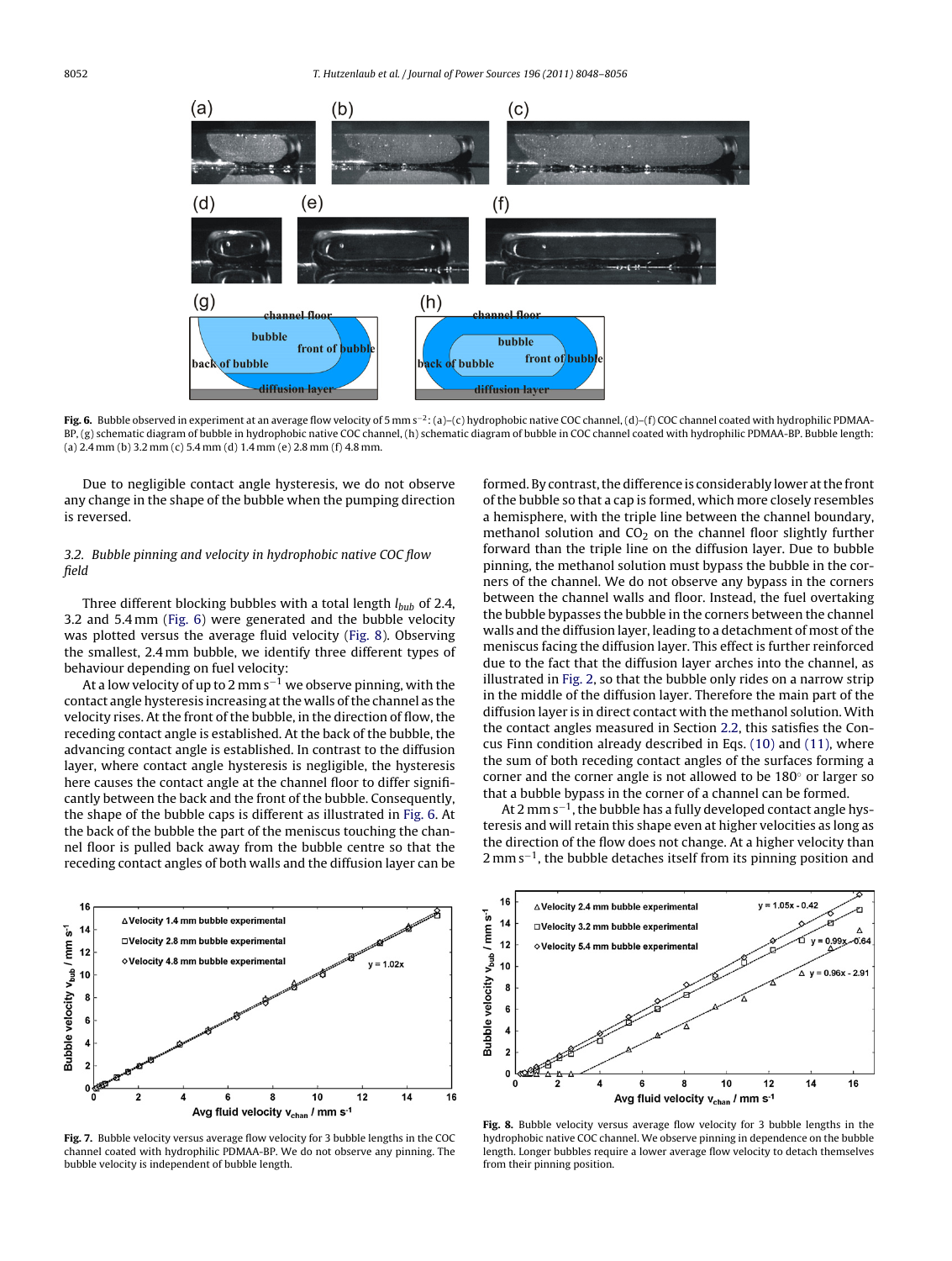**Fig. 6.** Bubble observed in experiment at an average flow velocity of 5 mm s$^{-2}$: (a)–(c) hydrophobic native COC channel, (d)–(f) COC channel coated with hydrophilic PDMAA-BP, (g) schematic diagram of bubble in hydrophobic native COC channel, (h) schematic diagram of bubble in COC channel coated with hydrophilic PDMAA-BP. Bubble length: (a) 2.4 mm (b) 3.2 mm (c) 5.4 mm (d) 1.4 mm (e) 2.8 mm (f) 4.8 mm.

Due to negligible contact angle hysteresis, we do not observe any change in the shape of the bubble when the pumping direction is reversed.

### 3.2. Bubble pinning and velocity in hydrophobic native COC flow field

Three different blocking bubbles with a total length $l_{bub}$ of 2.4, 3.2 and 5.4 mm (Fig. 6) were generated and the bubble velocity was plotted versus the average fluid velocity (Fig. 8). Observing the smallest, 2.4 mm bubble, we identify three different types of behaviour depending on fuel velocity:

At a low velocity of up to 2 mm s$^{-1}$ we observe pinning, with the contact angle hysteresis increasing at the walls of the channel as the velocity rises. At the front of the bubble, in the direction of flow, the receding contact angle is established. At the back of the bubble, the advancing contact angle is established. In contrast to the diffusion layer, where contact angle hysteresis is negligible, the hysteresis here causes the contact angle at the channel floor to differ significantly between the back and the front of the bubble. Consequently, the shape of the bubble caps is different as illustrated in Fig. 6. At the back of the bubble the part of the meniscus touching the channel floor is pulled back away from the bubble centre so that the receding contact angles of both walls and the diffusion layer can be formed. By contrast, the difference is considerably lower at the front of the bubble so that a cap is formed, which more closely resembles a hemisphere, with the triple line between the channel boundary, methanol solution and $CO_2$ on the channel floor slightly further forward than the triple line on the diffusion layer. Due to bubble pinning, the methanol solution must bypass the bubble in the corners of the channel. We do not observe any bypass in the corners between the channel walls and floor. Instead, the fuel overtaking the bubble bypasses the bubble in the corners between the channel walls and the diffusion layer, leading to a detachment of most of the meniscus facing the diffusion layer. This effect is further reinforced due to the fact that the diffusion layer arches into the channel, as illustrated in Fig. 2, so that the bubble only rides on a narrow strip in the middle of the diffusion layer. Therefore the main part of the diffusion layer is in direct contact with the methanol solution. With the contact angles measured in Section 2.2, this satisfies the Concus Finn condition already described in Eqs. (10) and (11), where the sum of both receding contact angles of the surfaces forming a corner and the corner angle is not allowed to be 180° or larger so that a bubble bypass in the corner of a channel can be formed.

At 2 mm s$^{-1}$, the bubble has a fully developed contact angle hysteresis and will retain this shape even at higher velocities as long as the direction of the flow does not change. At a higher velocity than 2 mm s$^{-1}$, the bubble detaches itself from its pinning position and

**Fig. 7.** Bubble velocity versus average flow velocity for 3 bubble lengths in the COC channel coated with hydrophilic PDMAA-BP. We do not observe any pinning. The bubble velocity is independent of bubble length.

**Fig. 8.** Bubble velocity versus average flow velocity for 3 bubble lengths in the hydrophobic native COC channel. We observe pinning in dependence on the bubble length. Longer bubbles require a lower average flow velocity to detach themselves from their pinning position.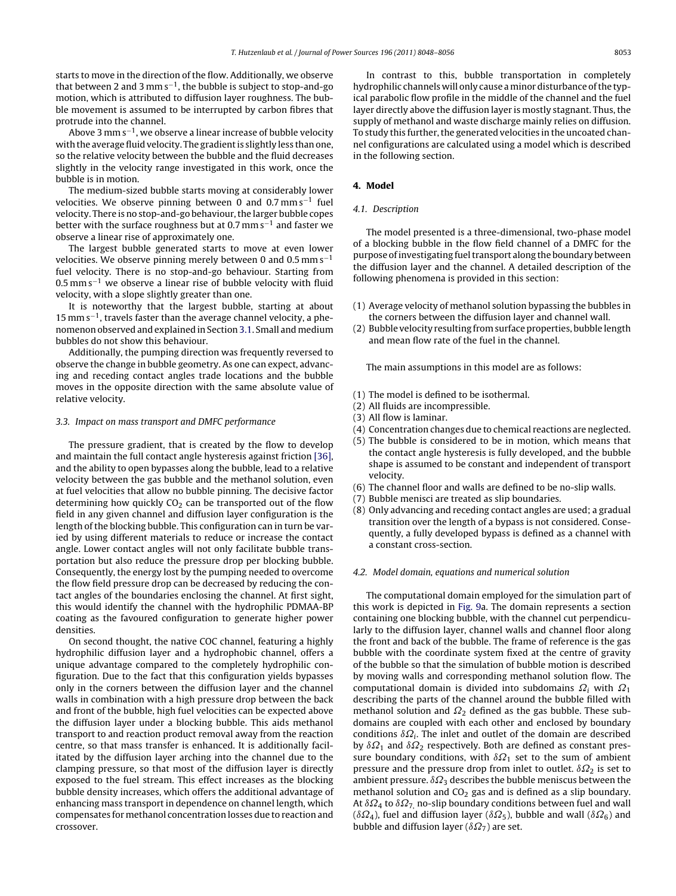starts to move in the direction of the flow. Additionally, we observe that between 2 and 3 $mm\,s^{-1}$, the bubble is subject to stop-and-go motion, which is attributed to diffusion layer roughness. The bubble movement is assumed to be interrupted by carbon fibres that protrude into the channel.

Above 3 $mm\,s^{-1}$, we observe a linear increase of bubble velocity with the average fluid velocity. The gradient is slightly less than one, so the relative velocity between the bubble and the fluid decreases slightly in the velocity range investigated in this work, once the bubble is in motion.

The medium-sized bubble starts moving at considerably lower velocities. We observe pinning between 0 and 0.7 $mm\,s^{-1}$ fuel velocity. There is no stop-and-go behaviour, the larger bubble copes better with the surface roughness but at 0.7 $mm\,s^{-1}$ and faster we observe a linear rise of approximately one.

The largest bubble generated starts to move at even lower velocities. We observe pinning merely between 0 and 0.5 $mm\,s^{-1}$ fuel velocity. There is no stop-and-go behaviour. Starting from 0.5 $mm\,s^{-1}$ we observe a linear rise of bubble velocity with fluid velocity, with a slope slightly greater than one.

It is noteworthy that the largest bubble, starting at about 15 $mm\,s^{-1}$, travels faster than the average channel velocity, a phenomenon observed and explained in Section 3.1. Small and medium bubbles do not show this behaviour.

Additionally, the pumping direction was frequently reversed to observe the change in bubble geometry. As one can expect, advancing and receding contact angles trade locations and the bubble moves in the opposite direction with the same absolute value of relative velocity.

### 3.3. Impact on mass transport and DMFC performance

The pressure gradient, that is created by the flow to develop and maintain the full contact angle hysteresis against friction [36], and the ability to open bypasses along the bubble, lead to a relative velocity between the gas bubble and the methanol solution, even at fuel velocities that allow no bubble pinning. The decisive factor determining how quickly $CO_2$ can be transported out of the flow field in any given channel and diffusion layer configuration is the length of the blocking bubble. This configuration can in turn be varied by using different materials to reduce or increase the contact angle. Lower contact angles will not only facilitate bubble transportation but also reduce the pressure drop per blocking bubble. Consequently, the energy lost by the pumping needed to overcome the flow field pressure drop can be decreased by reducing the contact angles of the boundaries enclosing the channel. At first sight, this would identify the channel with the hydrophilic PDMAA-BP coating as the favoured configuration to generate higher power densities.

On second thought, the native COC channel, featuring a highly hydrophilic diffusion layer and a hydrophobic channel, offers a unique advantage compared to the completely hydrophilic configuration. Due to the fact that this configuration yields bypasses only in the corners between the diffusion layer and the channel walls in combination with a high pressure drop between the back and front of the bubble, high fuel velocities can be expected above the diffusion layer under a blocking bubble. This aids methanol transport to and reaction product removal away from the reaction centre, so that mass transfer is enhanced. It is additionally facilitated by the diffusion layer arching into the channel due to the clamping pressure, so that most of the diffusion layer is directly exposed to the fuel stream. This effect increases as the blocking bubble density increases, which offers the additional advantage of enhancing mass transport in dependence on channel length, which compensates for methanol concentration losses due to reaction and crossover.

In contrast to this, bubble transportation in completely hydrophilic channels will only cause a minor disturbance of the typical parabolic flow profile in the middle of the channel and the fuel layer directly above the diffusion layer is mostly stagnant. Thus, the supply of methanol and waste discharge mainly relies on diffusion. To study this further, the generated velocities in the uncoated channel configurations are calculated using a model which is described in the following section.

## 4. Model

### 4.1. Description

The model presented is a three-dimensional, two-phase model of a blocking bubble in the flow field channel of a DMFC for the purpose of investigating fuel transport along the boundary between the diffusion layer and the channel. A detailed description of the following phenomena is provided in this section:

(1) Average velocity of methanol solution bypassing the bubbles in the corners between the diffusion layer and channel wall.
(2) Bubble velocity resulting from surface properties, bubble length and mean flow rate of the fuel in the channel.

The main assumptions in this model are as follows:

(1) The model is defined to be isothermal.
(2) All fluids are incompressible.
(3) All flow is laminar.
(4) Concentration changes due to chemical reactions are neglected.
(5) The bubble is considered to be in motion, which means that the contact angle hysteresis is fully developed, and the bubble shape is assumed to be constant and independent of transport velocity.
(6) The channel floor and walls are defined to be no-slip walls.
(7) Bubble menisci are treated as slip boundaries.
(8) Only advancing and receding contact angles are used; a gradual transition over the length of a bypass is not considered. Consequently, a fully developed bypass is defined as a channel with a constant cross-section.

### 4.2. Model domain, equations and numerical solution

The computational domain employed for the simulation part of this work is depicted in Fig. 9a. The domain represents a section containing one blocking bubble, with the channel cut perpendicularly to the diffusion layer, channel walls and channel floor along the front and back of the bubble. The frame of reference is the gas bubble with the coordinate system fixed at the centre of gravity of the bubble so that the simulation of bubble motion is described by moving walls and corresponding methanol solution flow. The computational domain is divided into subdomains $\Omega_i$ with $\Omega_1$ describing the parts of the channel around the bubble filled with methanol solution and $\Omega_2$ defined as the gas bubble. These subdomains are coupled with each other and enclosed by boundary conditions $\delta\Omega_i$. The inlet and outlet of the domain are described by $\delta\Omega_1$ and $\delta\Omega_2$ respectively. Both are defined as constant pressure boundary conditions, with $\delta\Omega_1$ set to the sum of ambient pressure and the pressure drop from inlet to outlet. $\delta\Omega_2$ is set to ambient pressure. $\delta\Omega_3$ describes the bubble meniscus between the methanol solution and $CO_2$ gas and is defined as a slip boundary. At $\delta\Omega_4$ to $\delta\Omega_7$ no-slip boundary conditions between fuel and wall ($\delta\Omega_4$), fuel and diffusion layer ($\delta\Omega_5$), bubble and wall ($\delta\Omega_6$) and bubble and diffusion layer ($\delta\Omega_7$) are set.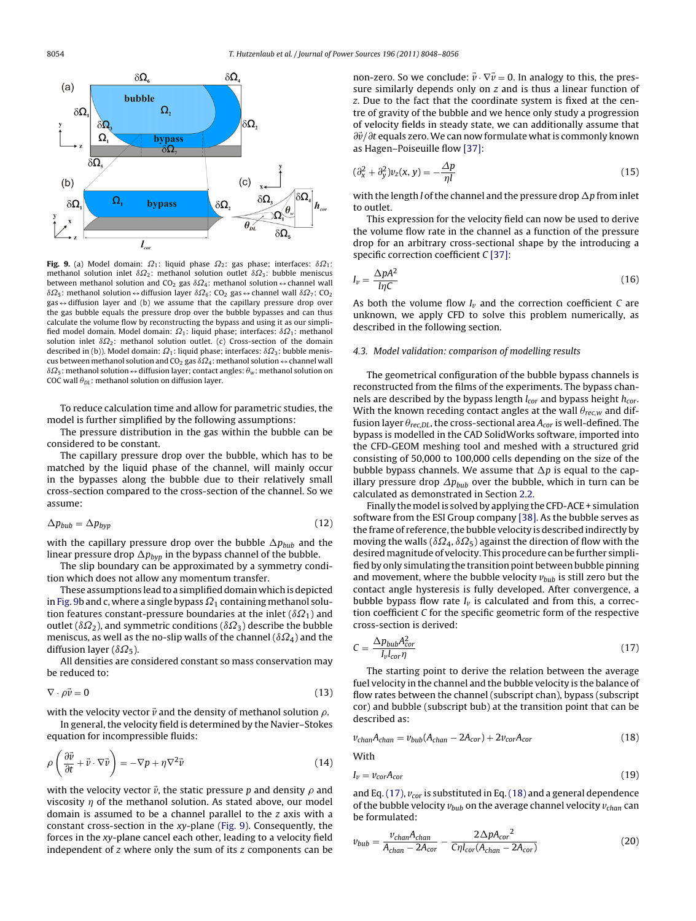**Fig. 9.** (a) Model domain: $\Omega_1$: liquid phase $\Omega_2$: gas phase; interfaces: $\delta\Omega_1$: methanol solution inlet $\delta\Omega_2$: methanol solution outlet $\delta\Omega_3$: bubble meniscus between methanol solution and $CO_2$ gas $\delta\Omega_4$: methanol solution ↔ channel wall $\delta\Omega_5$: methanol solution ↔ diffusion layer $\delta\Omega_6$: $CO_2$ gas ↔ channel wall $\delta\Omega_7$: $CO_2$ gas ↔ diffusion layer and (b) we assume that the capillary pressure drop over the gas bubble equals the pressure drop over the bubble bypasses and can thus calculate the volume flow by reconstructing the bypass and using it as our simplified model domain. Model domain: $\Omega_1$: liquid phase; interfaces: $\delta\Omega_1$: methanol solution inlet $\delta\Omega_2$: methanol solution outlet. (c) Cross-section of the domain described in (b)). Model domain: $\Omega_1$: liquid phase; interfaces: $\delta\Omega_3$: bubble meniscus between methanol solution and $CO_2$ gas $\delta\Omega_4$: methanol solution ↔ channel wall $\delta\Omega_5$: methanol solution ↔ diffusion layer; contact angles: $\theta_w$: methanol solution on COC wall $\theta_{DL}$: methanol solution on diffusion layer.

To reduce calculation time and allow for parametric studies, the model is further simplified by the following assumptions:

The pressure distribution in the gas within the bubble can be considered to be constant.

The capillary pressure drop over the bubble, which has to be matched by the liquid phase of the channel, will mainly occur in the bypasses along the bubble due to their relatively small cross-section compared to the cross-section of the channel. So we assume:

$$\Delta p_{bub} = \Delta p_{byp} \tag{12}$$

with the capillary pressure drop over the bubble $\Delta p_{bub}$ and the linear pressure drop $\Delta p_{byp}$ in the bypass channel of the bubble.

The slip boundary can be approximated by a symmetry condition which does not allow any momentum transfer.

These assumptions lead to a simplified domain which is depicted in Fig. 9b and c, where a single bypass $\Omega_1$ containing methanol solution features constant-pressure boundaries at the inlet ($\delta\Omega_1$) and outlet ($\delta\Omega_2$), and symmetric conditions ($\delta\Omega_3$) describe the bubble meniscus, as well as the no-slip walls of the channel ($\delta\Omega_4$) and the diffusion layer ($\delta\Omega_5$).

All densities are considered constant so mass conservation may be reduced to:

$$\nabla \cdot \rho\vec{v} = 0 \tag{13}$$

with the velocity vector $\vec{v}$ and the density of methanol solution $\rho$.

In general, the velocity field is determined by the Navier–Stokes equation for incompressible fluids:

$$\rho\left(\frac{\partial\vec{v}}{\partial t} + \vec{v}\cdot\nabla\vec{v}\right) = -\nabla p + \eta\nabla^2\vec{v} \tag{14}$$

with the velocity vector $\vec{v}$, the static pressure $p$ and density $\rho$ and viscosity $\eta$ of the methanol solution. As stated above, our model domain is assumed to be a channel parallel to the $z$ axis with a constant cross-section in the $xy$-plane (Fig. 9). Consequently, the forces in the $xy$-plane cancel each other, leading to a velocity field independent of $z$ where only the sum of its $z$ components can be non-zero. So we conclude: $\vec{v}\cdot\nabla\vec{v} = 0$. In analogy to this, the pressure similarly depends only on $z$ and is thus a linear function of $z$. Due to the fact that the coordinate system is fixed at the centre of gravity of the bubble and we hence only study a progression of velocity fields in steady state, we can additionally assume that $\partial\vec{v}/\partial t$ equals zero. We can now formulate what is commonly known as Hagen–Poiseuille flow [37]:

$$(\partial_x^2 + \partial_y^2)v_z(x,y) = -\frac{\Delta p}{\eta l} \tag{15}$$

with the length $l$ of the channel and the pressure drop $\Delta p$ from inlet to outlet.

This expression for the velocity field can now be used to derive the volume flow rate in the channel as a function of the pressure drop for an arbitrary cross-sectional shape by the introducing a specific correction coefficient $C$ [37]:

$$I_v = \frac{\Delta p A^2}{l\eta C} \tag{16}$$

As both the volume flow $I_v$ and the correction coefficient $C$ are unknown, we apply CFD to solve this problem numerically, as described in the following section.

### 4.3. Model validation: comparison of modelling results

The geometrical configuration of the bubble bypass channels is reconstructed from the films of the experiments. The bypass channels are described by the bypass length $l_{cor}$ and bypass height $h_{cor}$. With the known receding contact angles at the wall $\theta_{rec,w}$ and diffusion layer $\theta_{rec,DL}$, the cross-sectional area $A_{cor}$ is well-defined. The bypass is modelled in the CAD SolidWorks software, imported into the CFD-GEOM meshing tool and meshed with a structured grid consisting of 50,000 to 100,000 cells depending on the size of the bubble bypass channels. We assume that $\Delta p$ is equal to the capillary pressure drop $\Delta p_{bub}$ over the bubble, which in turn can be calculated as demonstrated in Section 2.2.

Finally the model is solved by applying the CFD-ACE + simulation software from the ESI Group company [38]. As the bubble serves as the frame of reference, the bubble velocity is described indirectly by moving the walls ($\delta\Omega_4$, $\delta\Omega_5$) against the direction of flow with the desired magnitude of velocity. This procedure can be further simplified by only simulating the transition point between bubble pinning and movement, where the bubble velocity $v_{bub}$ is still zero but the contact angle hysteresis is fully developed. After convergence, a bubble bypass flow rate $I_v$ is calculated and from this, a correction coefficient $C$ for the specific geometric form of the respective cross-section is derived:

$$C = \frac{\Delta p_{bub} A_{cor}^2}{I_v l_{cor}\eta} \tag{17}$$

The starting point to derive the relation between the average fuel velocity in the channel and the bubble velocity is the balance of flow rates between the channel (subscript chan), bypass (subscript cor) and bubble (subscript bub) at the transition point that can be described as:

$$v_{chan}A_{chan} = v_{bub}(A_{chan} - 2A_{cor}) + 2v_{cor}A_{cor} \tag{18}$$

With

$$I_v = v_{cor}A_{cor} \tag{19}$$

and Eq. (17), $v_{cor}$ is substituted in Eq. (18) and a general dependence of the bubble velocity $v_{bub}$ on the average channel velocity $v_{chan}$ can be formulated:

$$v_{bub} = \frac{v_{chan}A_{chan}}{A_{chan} - 2A_{cor}} - \frac{2\Delta p {A_{cor}}^2}{C\eta l_{cor}(A_{chan} - 2A_{cor})} \tag{20}$$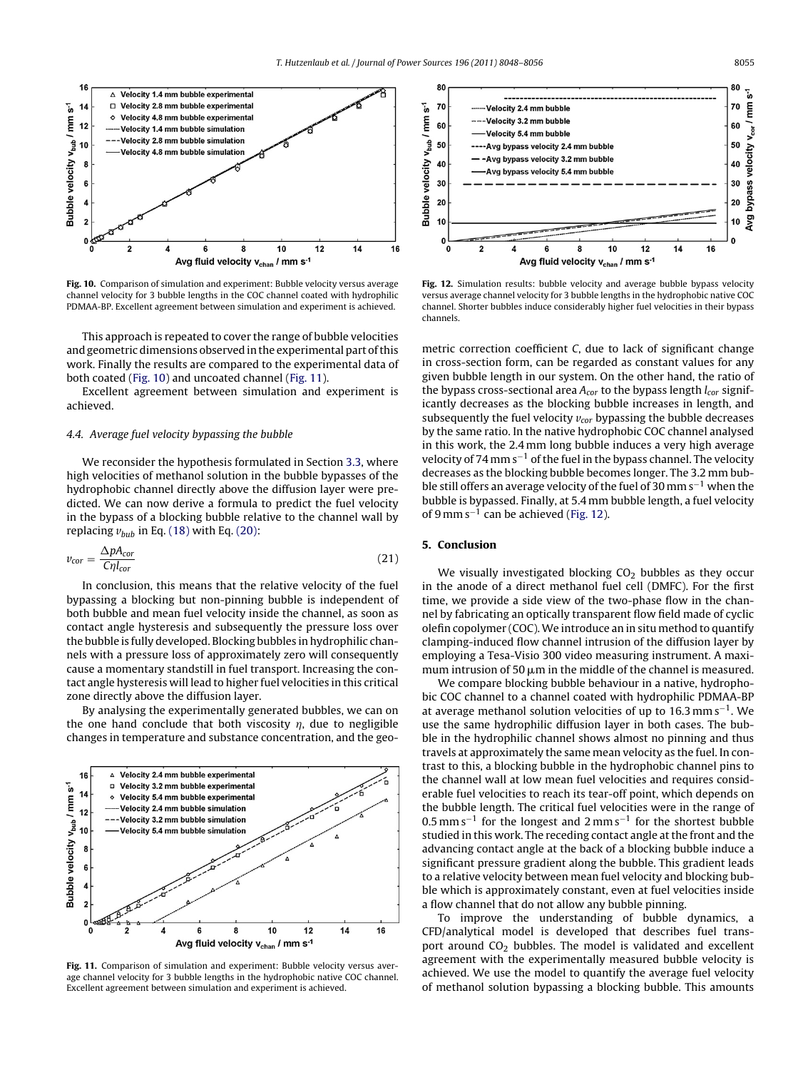Fig. 10. Comparison of simulation and experiment: Bubble velocity versus average channel velocity for 3 bubble lengths in the COC channel coated with hydrophilic PDMAA-BP. Excellent agreement between simulation and experiment is achieved.

This approach is repeated to cover the range of bubble velocities and geometric dimensions observed in the experimental part of this work. Finally the results are compared to the experimental data of both coated (Fig. 10) and uncoated channel (Fig. 11).

Excellent agreement between simulation and experiment is achieved.

### 4.4. Average fuel velocity bypassing the bubble

We reconsider the hypothesis formulated in Section 3.3, where high velocities of methanol solution in the bubble bypasses of the hydrophobic channel directly above the diffusion layer were predicted. We can now derive a formula to predict the fuel velocity in the bypass of a blocking bubble relative to the channel wall by replacing $v_{bub}$ in Eq. (18) with Eq. (20):

$$v_{cor} = \frac{\Delta p A_{cor}}{C \eta l_{cor}} \tag{21}$$

In conclusion, this means that the relative velocity of the fuel bypassing a blocking but non-pinning bubble is independent of both bubble and mean fuel velocity inside the channel, as soon as contact angle hysteresis and subsequently the pressure loss over the bubble is fully developed. Blocking bubbles in hydrophilic channels with a pressure loss of approximately zero will consequently cause a momentary standstill in fuel transport. Increasing the contact angle hysteresis will lead to higher fuel velocities in this critical zone directly above the diffusion layer.

By analysing the experimentally generated bubbles, we can on the one hand conclude that both viscosity $\eta$, due to negligible changes in temperature and substance concentration, and the geometric correction coefficient $C$, due to lack of significant change in cross-section form, can be regarded as constant values for any given bubble length in our system. On the other hand, the ratio of the bypass cross-sectional area $A_{cor}$ to the bypass length $l_{cor}$ significantly decreases as the blocking bubble increases in length, and subsequently the fuel velocity $v_{cor}$ bypassing the bubble decreases by the same ratio. In the native hydrophobic COC channel analysed in this work, the 2.4 mm long bubble induces a very high average velocity of 74 mm s$^{-1}$ of the fuel in the bypass channel. The velocity decreases as the blocking bubble becomes longer. The 3.2 mm bubble still offers an average velocity of the fuel of 30 mm s$^{-1}$ when the bubble is bypassed. Finally, at 5.4 mm bubble length, a fuel velocity of 9 mm s$^{-1}$ can be achieved (Fig. 12).

Fig. 11. Comparison of simulation and experiment: Bubble velocity versus average channel velocity for 3 bubble lengths in the hydrophobic native COC channel. Excellent agreement between simulation and experiment is achieved.

Fig. 12. Simulation results: bubble velocity and average bubble bypass velocity versus average channel velocity for 3 bubble lengths in the hydrophobic native COC channel. Shorter bubbles induce considerably higher fuel velocities in their bypass channels.

## 5. Conclusion

We visually investigated blocking $CO_2$ bubbles as they occur in the anode of a direct methanol fuel cell (DMFC). For the first time, we provide a side view of the two-phase flow in the channel by fabricating an optically transparent flow field made of cyclic olefin copolymer (COC). We introduce an in situ method to quantify clamping-induced flow channel intrusion of the diffusion layer by employing a Tesa-Visio 300 video measuring instrument. A maximum intrusion of 50 μm in the middle of the channel is measured.

We compare blocking bubble behaviour in a native, hydrophobic COC channel to a channel coated with hydrophilic PDMAA-BP at average methanol solution velocities of up to 16.3 mm s$^{-1}$. We use the same hydrophilic diffusion layer in both cases. The bubble in the hydrophilic channel shows almost no pinning and thus travels at approximately the same mean velocity as the fuel. In contrast to this, a blocking bubble in the hydrophobic channel pins to the channel wall at low mean fuel velocities and requires considerable fuel velocities to reach its tear-off point, which depends on the bubble length. The critical fuel velocities were in the range of 0.5 mm s$^{-1}$ for the longest and 2 mm s$^{-1}$ for the shortest bubble studied in this work. The receding contact angle at the front and the advancing contact angle at the back of a blocking bubble induce a significant pressure gradient along the bubble. This gradient leads to a relative velocity between mean fuel velocity and blocking bubble which is approximately constant, even at fuel velocities inside a flow channel that do not allow any bubble pinning.

To improve the understanding of bubble dynamics, a CFD/analytical model is developed that describes fuel transport around $CO_2$ bubbles. The model is validated and excellent agreement with the experimentally measured bubble velocity is achieved. We use the model to quantify the average fuel velocity of methanol solution bypassing a blocking bubble. This amounts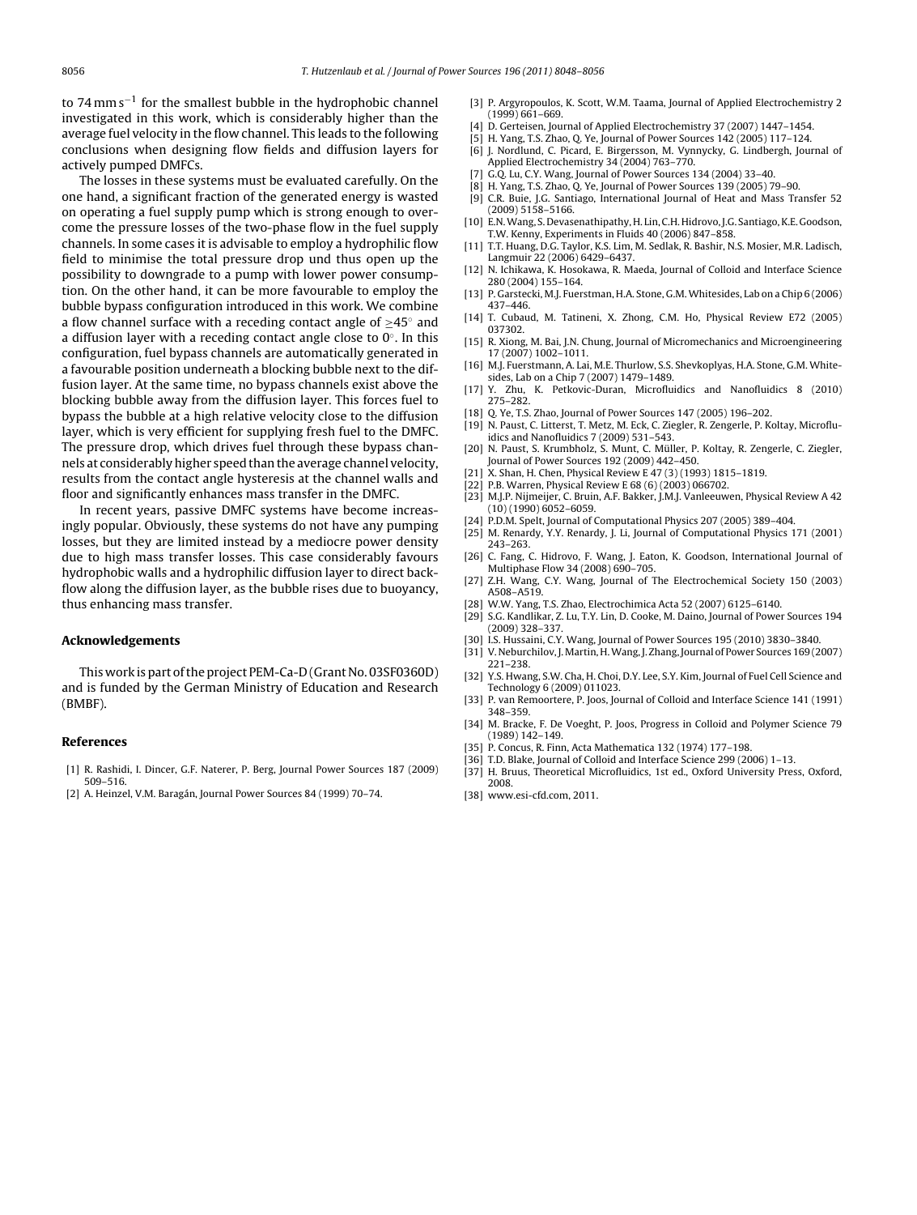to 74 mm s$^{-1}$ for the smallest bubble in the hydrophobic channel investigated in this work, which is considerably higher than the average fuel velocity in the flow channel. This leads to the following conclusions when designing flow fields and diffusion layers for actively pumped DMFCs.

The losses in these systems must be evaluated carefully. On the one hand, a significant fraction of the generated energy is wasted on operating a fuel supply pump which is strong enough to overcome the pressure losses of the two-phase flow in the fuel supply channels. In some cases it is advisable to employ a hydrophilic flow field to minimise the total pressure drop und thus open up the possibility to downgrade to a pump with lower power consumption. On the other hand, it can be more favourable to employ the bubble bypass configuration introduced in this work. We combine a flow channel surface with a receding contact angle of $\geq 45^{\circ}$ and a diffusion layer with a receding contact angle close to $0^{\circ}$. In this configuration, fuel bypass channels are automatically generated in a favourable position underneath a blocking bubble next to the diffusion layer. At the same time, no bypass channels exist above the blocking bubble away from the diffusion layer. This forces fuel to bypass the bubble at a high relative velocity close to the diffusion layer, which is very efficient for supplying fresh fuel to the DMFC. The pressure drop, which drives fuel through these bypass channels at considerably higher speed than the average channel velocity, results from the contact angle hysteresis at the channel walls and floor and significantly enhances mass transfer in the DMFC.

In recent years, passive DMFC systems have become increasingly popular. Obviously, these systems do not have any pumping losses, but they are limited instead by a mediocre power density due to high mass transfer losses. This case considerably favours hydrophobic walls and a hydrophilic diffusion layer to direct backflow along the diffusion layer, as the bubble rises due to buoyancy, thus enhancing mass transfer.

## Acknowledgements

This work is part of the project PEM-Ca-D (Grant No. 03SF0360D) and is funded by the German Ministry of Education and Research (BMBF).

## References

[1] R. Rashidi, I. Dincer, G.F. Naterer, P. Berg, Journal Power Sources 187 (2009) 509–516.
[2] A. Heinzel, V.M. Barragán, Journal Power Sources 84 (1999) 70–74.
[3] P. Argyropoulos, K. Scott, W.M. Taama, Journal of Applied Electrochemistry 2 (1999) 661–669.
[4] D. Gerteisen, Journal of Applied Electrochemistry 37 (2007) 1447–1454.
[5] H. Yang, T.S. Zhao, Q. Ye, Journal of Power Sources 142 (2005) 117–124.
[6] J. Nordlund, C. Picard, E. Birgersson, M. Vynnycky, G. Lindbergh, Journal of Applied Electrochemistry 34 (2004) 763–770.
[7] G.Q. Lu, C.Y. Wang, Journal of Power Sources 134 (2004) 33–40.
[8] H. Yang, T.S. Zhao, Q. Ye, Journal of Power Sources 139 (2005) 79–90.
[9] C.R. Buie, J.G. Santiago, International Journal of Heat and Mass Transfer 52 (2009) 5158–5166.
[10] E.N. Wang, S. Devasenathipathy, H. Lin, C.H. Hidrovo, J.G. Santiago, K.E. Goodson, T.W. Kenny, Experiments in Fluids 40 (2006) 847–858.
[11] T.T. Huang, D.G. Taylor, K.S. Lim, M. Sedlak, R. Bashir, N.S. Mosier, M.R. Ladisch, Langmuir 22 (2006) 6429–6437.
[12] N. Ichikawa, K. Hosokawa, R. Maeda, Journal of Colloid and Interface Science 280 (2004) 155–164.
[13] P. Garstecki, M.J. Fuerstman, H.A. Stone, G.M. Whitesides, Lab on a Chip 6 (2006) 437–446.
[14] T. Cubaud, M. Tatineni, X. Zhong, C.M. Ho, Physical Review E72 (2005) 037302.
[15] R. Xiong, M. Bai, J.N. Chung, Journal of Micromechanics and Microengineering 17 (2007) 1002–1011.
[16] M.J. Fuerstmann, A. Lai, M.E. Thurlow, S.S. Shevkoplyas, H.A. Stone, G.M. Whitesides, Lab on a Chip 7 (2007) 1479–1489.
[17] Y. Zhu, K. Petkovic-Duran, Microfluidics and Nanofluidics 8 (2010) 275–282.
[18] Q. Ye, T.S. Zhao, Journal of Power Sources 147 (2005) 196–202.
[19] N. Paust, C. Litterst, T. Metz, M. Eck, C. Ziegler, R. Zengerle, P. Koltay, Microfluidics and Nanofluidics 7 (2009) 531–543.
[20] N. Paust, S. Krumbholz, S. Munt, C. Müller, P. Koltay, R. Zengerle, C. Ziegler, Journal of Power Sources 192 (2009) 442–450.
[21] X. Shan, H. Chen, Physical Review E 47 (3) (1993) 1815–1819.
[22] P.B. Warren, Physical Review E 68 (6) (2003) 066702.
[23] M.J.P. Nijmeijer, C. Bruin, A.F. Bakker, J.M.J. Vanleeuwen, Physical Review A 42 (10) (1990) 6052–6059.
[24] P.D.M. Spelt, Journal of Computational Physics 207 (2005) 389–404.
[25] M. Renardy, Y.Y. Renardy, J. Li, Journal of Computational Physics 171 (2001) 243–263.
[26] C. Fang, C. Hidrovo, F. Wang, J. Eaton, K. Goodson, International Journal of Multiphase Flow 34 (2008) 690–705.
[27] Z.H. Wang, C.Y. Wang, Journal of The Electrochemical Society 150 (2003) A508–A519.
[28] W.W. Yang, T.S. Zhao, Electrochimica Acta 52 (2007) 6125–6140.
[29] S.G. Kandlikar, Z. Lu, T.Y. Lin, D. Cooke, M. Daino, Journal of Power Sources 194 (2009) 328–337.
[30] I.S. Hussaini, C.Y. Wang, Journal of Power Sources 195 (2010) 3830–3840.
[31] V. Neburchilov, J. Martin, H. Wang, J. Zhang, Journal of Power Sources 169 (2007) 221–238.
[32] Y.S. Hwang, S.W. Cha, H. Choi, D.Y. Lee, S.Y. Kim, Journal of Fuel Cell Science and Technology 6 (2009) 011023.
[33] P. van Remoortere, P. Joos, Journal of Colloid and Interface Science 141 (1991) 348–359.
[34] M. Bracke, F. De Voeght, P. Joos, Progress in Colloid and Polymer Science 79 (1989) 142–149.
[35] P. Concus, R. Finn, Acta Mathematica 132 (1974) 177–198.
[36] T.D. Blake, Journal of Colloid and Interface Science 299 (2006) 1–13.
[37] H. Bruus, Theoretical Microfluidics, 1st ed., Oxford University Press, Oxford, 2008.
[38] www.esi-cfd.com, 2011.